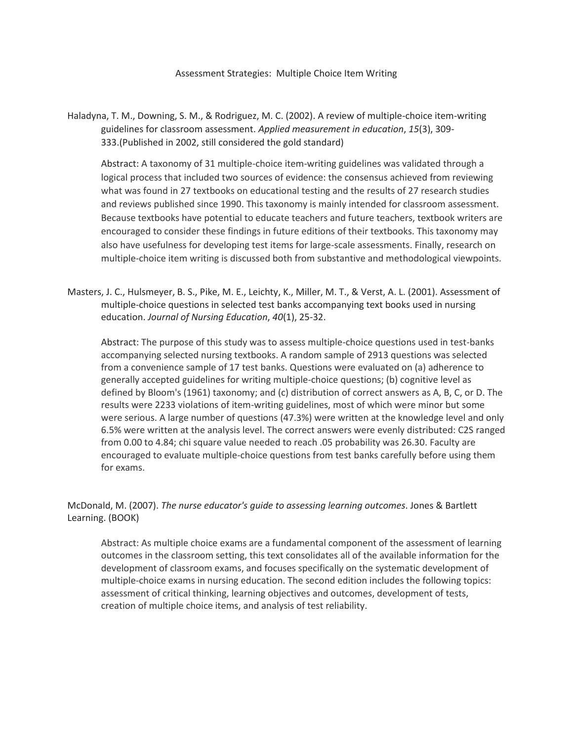# Assessment Strategies: Multiple Choice Item Writing

Haladyna, T. M., Downing, S. M., & Rodriguez, M. C. (2002). A review of multiple-choice item-writing guidelines for classroom assessment. *Applied measurement in education*, *15*(3), 309-333.(Published in 2002, still considered the gold standard)

> Abstract: A taxonomy of 31 multiple-choice item-writing guidelines was validated through a logical process that included two sources of evidence: the consensus achieved from reviewing what was found in 27 textbooks on educational testing and the results of 27 research studies and reviews published since 1990. This taxonomy is mainly intended for classroom assessment. Because textbooks have potential to educate teachers and future teachers, textbook writers are encouraged to consider these findings in future editions of their textbooks. This taxonomy may also have usefulness for developing test items for large-scale assessments. Finally, research on multiple-choice item writing is discussed both from substantive and methodological viewpoints.

Masters, J. C., Hulsmeyer, B. S., Pike, M. E., Leichty, K., Miller, M. T., & Verst, A. L. (2001). Assessment of multiple-choice questions in selected test banks accompanying text books used in nursing education. *Journal of Nursing Education*, *40*(1), 25-32.

> Abstract: The purpose of this study was to assess multiple-choice questions used in test-banks accompanying selected nursing textbooks. A random sample of 2913 questions was selected from a convenience sample of 17 test banks. Questions were evaluated on (a) adherence to generally accepted guidelines for writing multiple-choice questions; (b) cognitive level as defined by Bloom's (1961) taxonomy; and (c) distribution of correct answers as A, B, C, or D. The results were 2233 violations of item-writing guidelines, most of which were minor but some were serious. A large number of questions (47.3%) were written at the knowledge level and only 6.5% were written at the analysis level. The correct answers were evenly distributed: C2S ranged from 0.00 to 4.84; chi square value needed to reach .05 probability was 26.30. Faculty are encouraged to evaluate multiple-choice questions from test banks carefully before using them for exams.

McDonald, M. (2007). *The nurse educator's guide to assessing learning outcomes*. Jones & Bartlett Learning. (BOOK)

> Abstract: As multiple choice exams are a fundamental component of the assessment of learning outcomes in the classroom setting, this text consolidates all of the available information for the development of classroom exams, and focuses specifically on the systematic development of multiple-choice exams in nursing education. The second edition includes the following topics: assessment of critical thinking, learning objectives and outcomes, development of tests, creation of multiple choice items, and analysis of test reliability.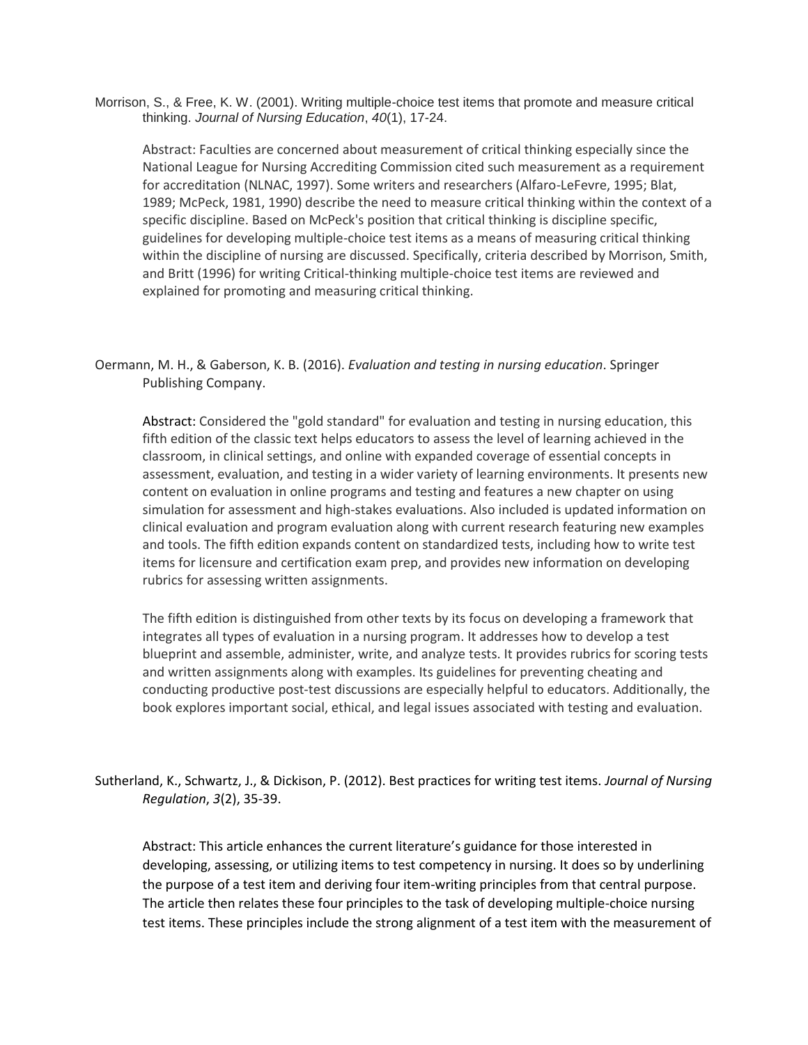Morrison, S., & Free, K. W. (2001). Writing multiple-choice test items that promote and measure critical thinking. *Journal of Nursing Education*, *40*(1), 17-24.

Abstract: Faculties are concerned about measurement of critical thinking especially since the National League for Nursing Accrediting Commission cited such measurement as a requirement for accreditation (NLNAC, 1997). Some writers and researchers (Alfaro-LeFevre, 1995; Blat, 1989; McPeck, 1981, 1990) describe the need to measure critical thinking within the context of a specific discipline. Based on McPeck's position that critical thinking is discipline specific, guidelines for developing multiple-choice test items as a means of measuring critical thinking within the discipline of nursing are discussed. Specifically, criteria described by Morrison, Smith, and Britt (1996) for writing Critical-thinking multiple-choice test items are reviewed and explained for promoting and measuring critical thinking.

Oermann, M. H., & Gaberson, K. B. (2016). *Evaluation and testing in nursing education*. Springer Publishing Company.

Abstract: Considered the "gold standard" for evaluation and testing in nursing education, this fifth edition of the classic text helps educators to assess the level of learning achieved in the classroom, in clinical settings, and online with expanded coverage of essential concepts in assessment, evaluation, and testing in a wider variety of learning environments. It presents new content on evaluation in online programs and testing and features a new chapter on using simulation for assessment and high-stakes evaluations. Also included is updated information on clinical evaluation and program evaluation along with current research featuring new examples and tools. The fifth edition expands content on standardized tests, including how to write test items for licensure and certification exam prep, and provides new information on developing rubrics for assessing written assignments.

The fifth edition is distinguished from other texts by its focus on developing a framework that integrates all types of evaluation in a nursing program. It addresses how to develop a test blueprint and assemble, administer, write, and analyze tests. It provides rubrics for scoring tests and written assignments along with examples. Its guidelines for preventing cheating and conducting productive post-test discussions are especially helpful to educators. Additionally, the book explores important social, ethical, and legal issues associated with testing and evaluation.

Sutherland, K., Schwartz, J., & Dickison, P. (2012). Best practices for writing test items. *Journal of Nursing Regulation*, *3*(2), 35-39.

Abstract: This article enhances the current literature's guidance for those interested in developing, assessing, or utilizing items to test competency in nursing. It does so by underlining the purpose of a test item and deriving four item-writing principles from that central purpose. The article then relates these four principles to the task of developing multiple-choice nursing test items. These principles include the strong alignment of a test item with the measurement of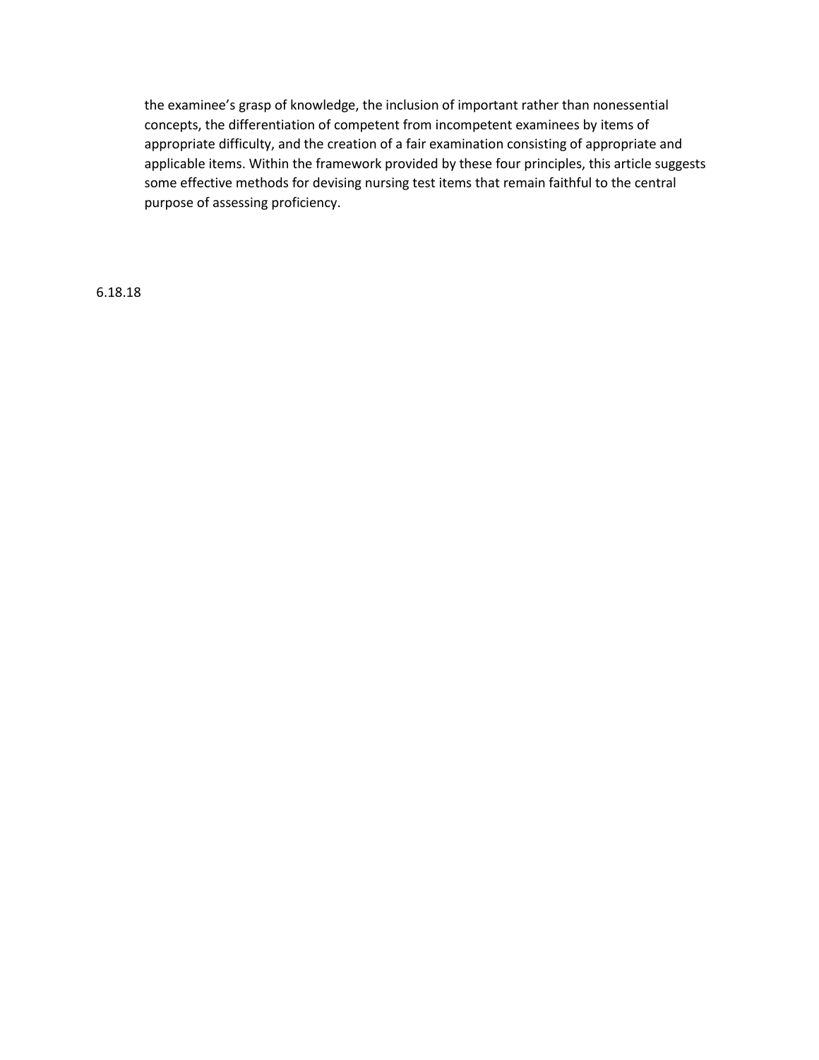the examinee's grasp of knowledge, the inclusion of important rather than nonessential concepts, the differentiation of competent from incompetent examinees by items of appropriate difficulty, and the creation of a fair examination consisting of appropriate and applicable items. Within the framework provided by these four principles, this article suggests some effective methods for devising nursing test items that remain faithful to the central purpose of assessing proficiency.

6.18.18